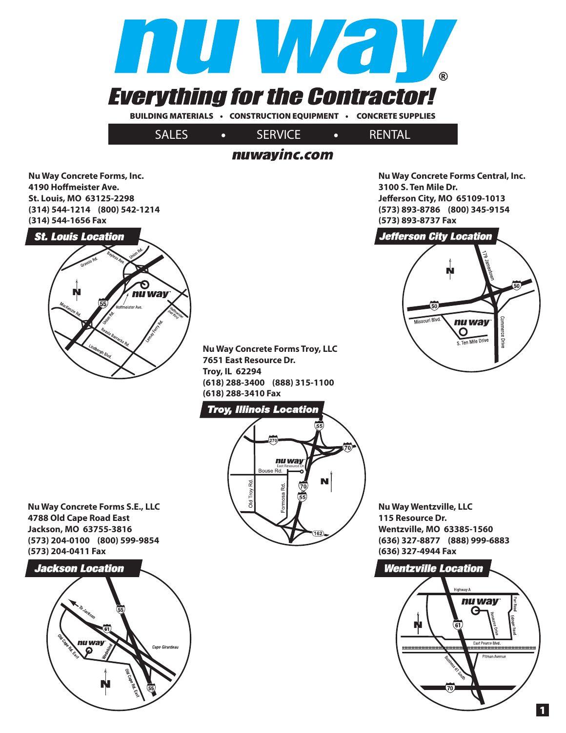# nu way®

## Everything for the Contractor!

BUILDING MATERIALS • CONSTRUCTION EQUIPMENT • CONCRETE SUPPLIES

SALES • SERVICE • RENTAL

**nuwayinc.com**

**Nu Way Concrete Forms, Inc.**
**4190 Hoffmeister Ave.**
**St. Louis, MO 63125-2298**
**(314) 544-1214 (800) 542-1214**
**(314) 544-1656 Fax**

### St. Louis Location

**Nu Way Concrete Forms Central, Inc.**
**3100 S. Ten Mile Dr.**
**Jefferson City, MO 65109-1013**
**(573) 893-8786 (800) 345-9154**
**(573) 893-8737 Fax**

### Jefferson City Location

**Nu Way Concrete Forms Troy, LLC**
**7651 East Resource Dr.**
**Troy, IL 62294**
**(618) 288-3400 (888) 315-1100**
**(618) 288-3410 Fax**

### Troy, Illinois Location

**Nu Way Concrete Forms S.E., LLC**
**4788 Old Cape Road East**
**Jackson, MO 63755-3816**
**(573) 204-0100 (800) 599-9854**
**(573) 204-0411 Fax**

### Jackson Location

**Nu Way Wentzville, LLC**
**115 Resource Dr.**
**Wentzville, MO 63385-1560**
**(636) 327-8877 (888) 999-6883**
**(636) 327-4944 Fax**

### Wentzville Location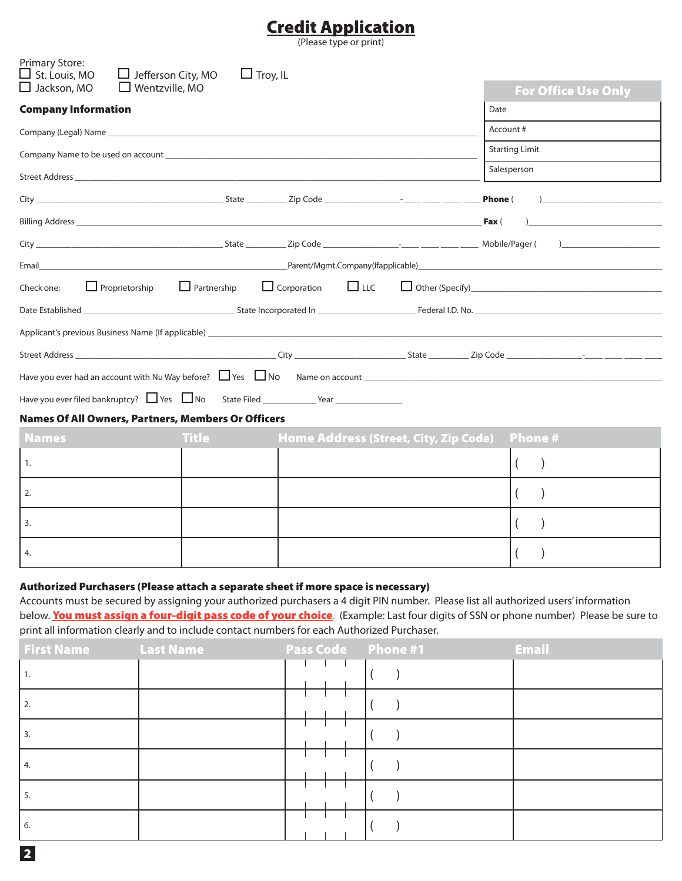# Credit Application

(Please type or print)

Primary Store:
☐ St. Louis, MO ☐ Jefferson City, MO ☐ Troy, IL
☐ Jackson, MO ☐ Wentzville, MO

| For Office Use Only |
|---|
| Date |
| Account # |
| Starting Limit |
| Salesperson |

**Company Information**

Company (Legal) Name ______________________________

Company Name to be used on account ______________________________

Street Address ______________________________

City ______________ State ________ Zip Code ____________-____ ____ ____ ____ **Phone** (     )______________

Billing Address ______________________________ **Fax** (     )______________

City ______________ State ________ Zip Code ____________-____ ____ ____ ____ Mobile/Pager (     )______________

Email______________________________Parent/Mgmt.Company(Ifapplicable)______________________________

Check one: ☐ Proprietorship ☐ Partnership ☐ Corporation ☐ LLC ☐ Other (Specify)______________________________

Date Established ______________ State Incorporated In ______________ Federal I.D. No. ______________

Applicant's previous Business Name (If applicable) ______________________________

Street Address ______________ City ______________ State ________ Zip Code ____________-____ ____ ____ ____

Have you ever had an account with Nu Way before? ☐ Yes ☐ No Name on account ______________________________

Have you ever filed bankruptcy? ☐ Yes ☐ No State Filed ____________ Year ______________

**Names Of All Owners, Partners, Members Or Officers**

| Names | Title | Home Address (Street, City, Zip Code) | Phone # |
|---|---|---|---|
| 1. | | | (     ) |
| 2. | | | (     ) |
| 3. | | | (     ) |
| 4. | | | (     ) |

**Authorized Purchasers (Please attach a separate sheet if more space is necessary)**

Accounts must be secured by assigning your authorized purchasers a 4 digit PIN number. Please list all authorized users' information below. **You must assign a four-digit pass code of your choice**. (Example: Last four digits of SSN or phone number) Please be sure to print all information clearly and to include contact numbers for each Authorized Purchaser.

| First Name | Last Name | Pass Code | Phone #1 | Email |
|---|---|---|---|---|
| 1. | | | (     ) | |
| 2. | | | (     ) | |
| 3. | | | (     ) | |
| 4. | | | (     ) | |
| 5. | | | (     ) | |
| 6. | | | (     ) | |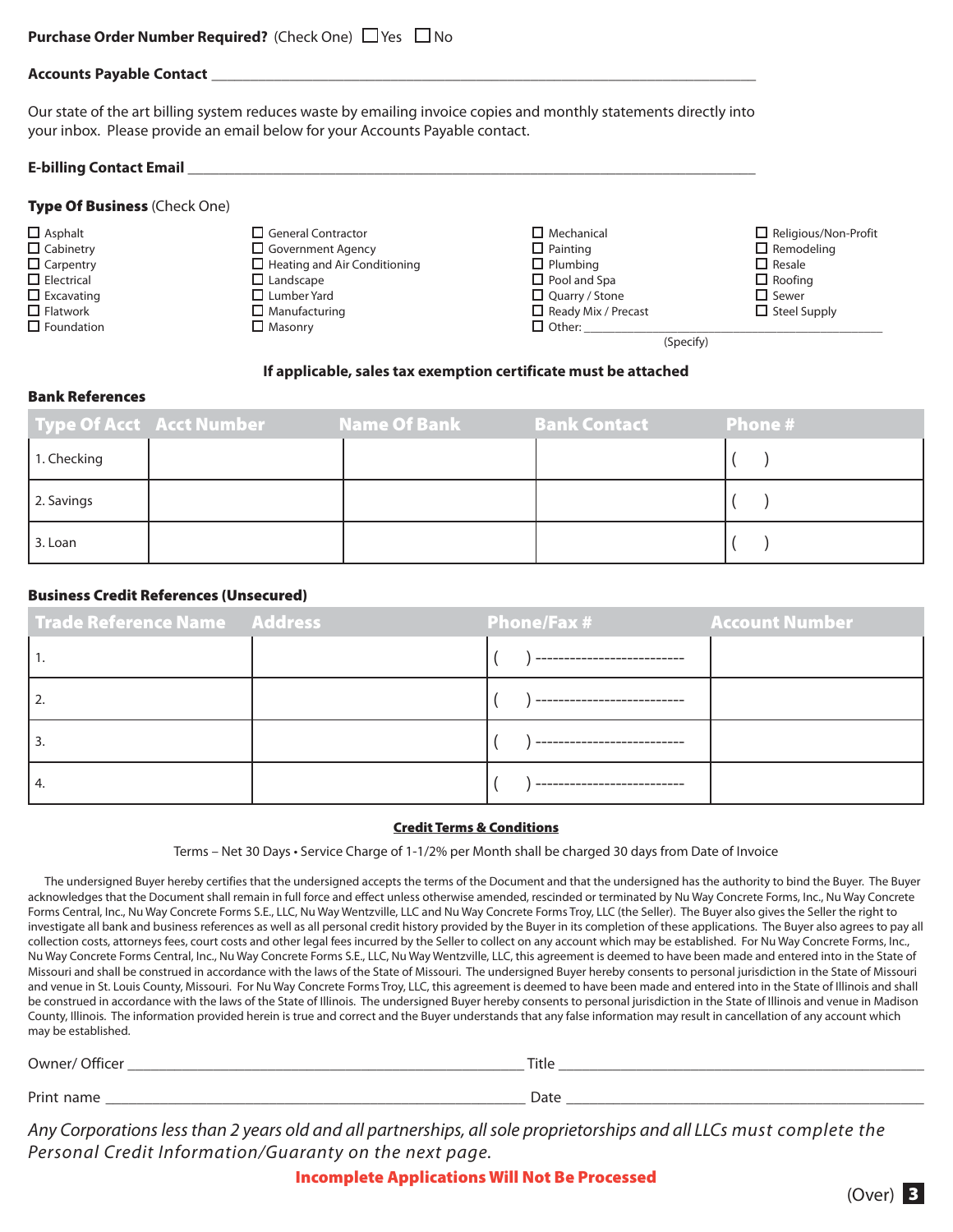**Purchase Order Number Required?** (Check One) ☐ Yes ☐ No

**Accounts Payable Contact** ____________________________________________

Our state of the art billing system reduces waste by emailing invoice copies and monthly statements directly into your inbox. Please provide an email below for your Accounts Payable contact.

**E-billing Contact Email** ____________________________________________

**Type Of Business** (Check One)

- ☐ Asphalt
- ☐ Cabinetry
- ☐ Carpentry
- ☐ Electrical
- ☐ Excavating
- ☐ Flatwork
- ☐ Foundation
- ☐ General Contractor
- ☐ Government Agency
- ☐ Heating and Air Conditioning
- ☐ Landscape
- ☐ Lumber Yard
- ☐ Manufacturing
- ☐ Masonry
- ☐ Mechanical
- ☐ Painting
- ☐ Plumbing
- ☐ Pool and Spa
- ☐ Quarry / Stone
- ☐ Ready Mix / Precast
- ☐ Other: ____________________ (Specify)
- ☐ Religious/Non-Profit
- ☐ Remodeling
- ☐ Resale
- ☐ Roofing
- ☐ Sewer
- ☐ Steel Supply

**If applicable, sales tax exemption certificate must be attached**

**Bank References**

| Type Of Acct | Acct Number | Name Of Bank | Bank Contact | Phone # |
|---|---|---|---|---|
| 1. Checking | | | | (     ) |
| 2. Savings | | | | (     ) |
| 3. Loan | | | | (     ) |

**Business Credit References (Unsecured)**

| Trade Reference Name | Address | Phone/Fax # | Account Number |
|---|---|---|---|
| 1. | | (     ) -------------------------- | |
| 2. | | (     ) -------------------------- | |
| 3. | | (     ) -------------------------- | |
| 4. | | (     ) -------------------------- | |

**Credit Terms & Conditions**

Terms – Net 30 Days • Service Charge of 1-1/2% per Month shall be charged 30 days from Date of Invoice

The undersigned Buyer hereby certifies that the undersigned accepts the terms of the Document and that the undersigned has the authority to bind the Buyer. The Buyer acknowledges that the Document shall remain in full force and effect unless otherwise amended, rescinded or terminated by Nu Way Concrete Forms, Inc., Nu Way Concrete Forms Central, Inc., Nu Way Concrete Forms S.E., LLC, Nu Way Wentzville, LLC and Nu Way Concrete Forms Troy, LLC (the Seller). The Buyer also gives the Seller the right to investigate all bank and business references as well as all personal credit history provided by the Buyer in its completion of these applications. The Buyer also agrees to pay all collection costs, attorneys fees, court costs and other legal fees incurred by the Seller to collect on any account which may be established. For Nu Way Concrete Forms, Inc., Nu Way Concrete Forms Central, Inc., Nu Way Concrete Forms S.E., LLC, Nu Way Wentzville, LLC, this agreement is deemed to have been made and entered into in the State of Missouri and shall be construed in accordance with the laws of the State of Missouri. The undersigned Buyer hereby consents to personal jurisdiction in the State of Missouri and venue in St. Louis County, Missouri. For Nu Way Concrete Forms Troy, LLC, this agreement is deemed to have been made and entered into in the State of Illinois and shall be construed in accordance with the laws of the State of Illinois. The undersigned Buyer hereby consents to personal jurisdiction in the State of Illinois and venue in Madison County, Illinois. The information provided herein is true and correct and the Buyer understands that any false information may result in cancellation of any account which may be established.

Owner/ Officer ______________________________ Title ______________________________

Print name ______________________________ Date ______________________________

*Any Corporations less than 2 years old and all partnerships, all sole proprietorships and all LLCs must complete the Personal Credit Information/Guaranty on the next page.*

**Incomplete Applications Will Not Be Processed**

(Over)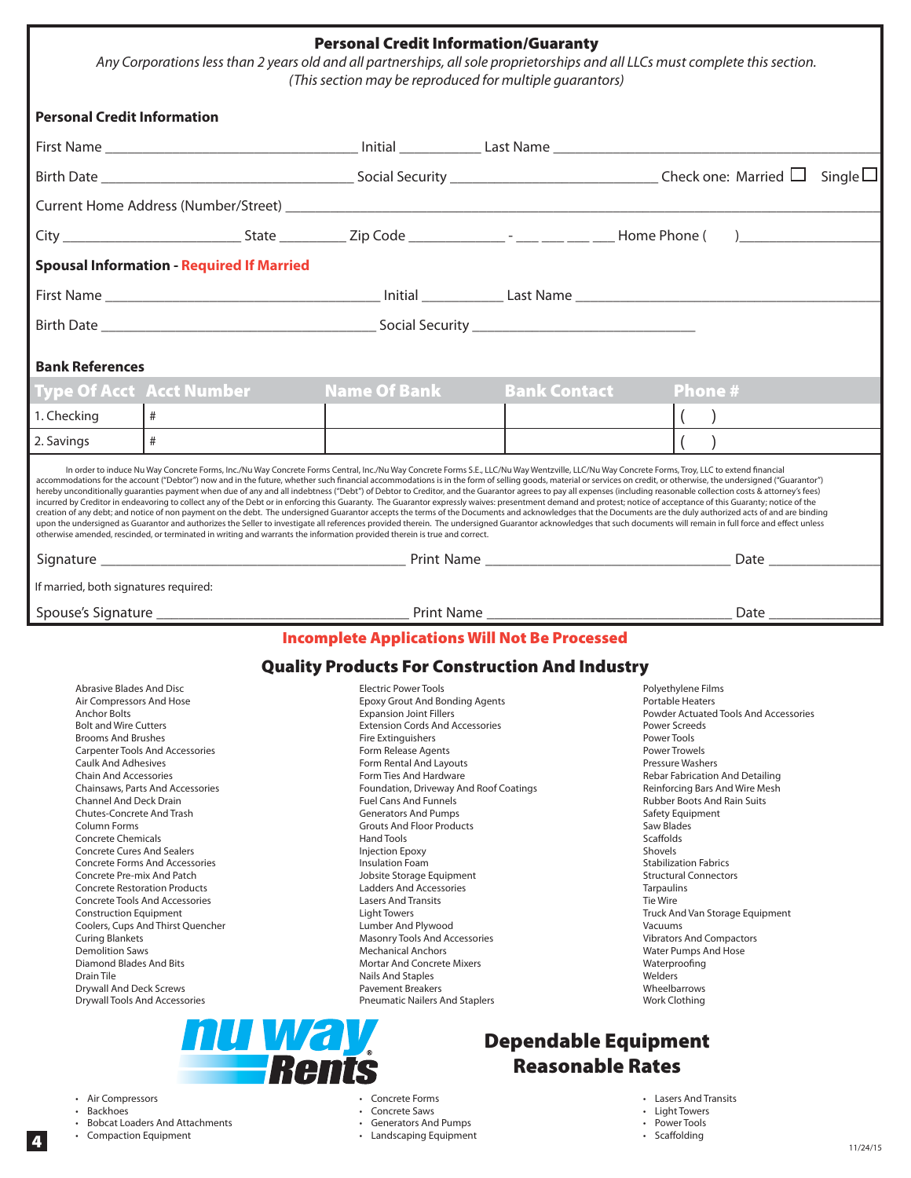## Personal Credit Information/Guaranty

*Any Corporations less than 2 years old and all partnerships, all sole proprietorships and all LLCs must complete this section.*
*(This section may be reproduced for multiple guarantors)*

### Personal Credit Information

First Name _______________ Initial _______ Last Name _______________

Birth Date _______________ Social Security _______________ Check one: Married ☐ Single ☐

Current Home Address (Number/Street) _______________

City _______________ State _______ Zip Code _________ - ___ ___ ___ ___ Home Phone ( ) _______________

### Spousal Information - Required If Married

First Name _______________ Initial _______ Last Name _______________

Birth Date _______________ Social Security _______________

### Bank References

| Type Of Acct | Acct Number | Name Of Bank | Bank Contact | Phone # |
|---|---|---|---|---|
| 1. Checking | # | | | ( ) |
| 2. Savings | # | | | ( ) |

In order to induce Nu Way Concrete Forms, Inc./Nu Way Concrete Forms Central, Inc./Nu Way Concrete Forms S.E., LLC/Nu Way Wentzville, LLC/Nu Way Concrete Forms, Troy, LLC to extend financial accommodations for the account ("Debtor") now and in the future, whether such financial accommodations is in the form of selling goods, material or services on credit, or otherwise, the undersigned ("Guarantor") hereby unconditionally guaranties payment when due of any and all indebtness ("Debt") of Debtor to Creditor, and the Guarantor agrees to pay all expenses (including reasonable collection costs & attorney's fees) incurred by Creditor in endeavoring to collect any of the Debt or in enforcing this Guaranty. The Guarantor expressly waives: presentment demand and protest; notice of acceptance of this Guaranty; notice of the creation of any debt; and notice of non payment on the debt. The undersigned Guarantor accepts the terms of the Documents and acknowledges that the Documents are the duly authorized acts of and are binding upon the undersigned as Guarantor and authorizes the Seller to investigate all references provided therein. The undersigned Guarantor acknowledges that such documents will remain in full force and effect unless otherwise amended, rescinded, or terminated in writing and warrants the information provided therein is true and correct.

Signature _______________ Print Name _______________ Date _______________

If married, both signatures required:

Spouse's Signature _______________ Print Name _______________ Date _______________

**Incomplete Applications Will Not Be Processed**

## Quality Products For Construction And Industry

Abrasive Blades And Disc
Air Compressors And Hose
Anchor Bolts
Bolt and Wire Cutters
Brooms And Brushes
Carpenter Tools And Accessories
Caulk And Adhesives
Chain And Accessories
Chainsaws, Parts And Accessories
Channel And Deck Drain
Chutes-Concrete And Trash
Column Forms
Concrete Chemicals
Concrete Cures And Sealers
Concrete Forms And Accessories
Concrete Pre-mix And Patch
Concrete Restoration Products
Concrete Tools And Accessories
Construction Equipment
Coolers, Cups And Thirst Quencher
Curing Blankets
Demolition Saws
Diamond Blades And Bits
Drain Tile
Drywall And Deck Screws
Drywall Tools And Accessories
Electric Power Tools
Epoxy Grout And Bonding Agents
Expansion Joint Fillers
Extension Cords And Accessories
Fire Extinguishers
Form Release Agents
Form Rental And Layouts
Form Ties And Hardware
Foundation, Driveway And Roof Coatings
Fuel Cans And Funnels
Generators And Pumps
Grouts And Floor Products
Hand Tools
Injection Epoxy
Insulation Foam
Jobsite Storage Equipment
Ladders And Accessories
Lasers And Transits
Light Towers
Lumber And Plywood
Masonry Tools And Accessories
Mechanical Anchors
Mortar And Concrete Mixers
Nails And Staples
Pavement Breakers
Pneumatic Nailers And Staplers
Polyethylene Films
Portable Heaters
Powder Actuated Tools And Accessories
Power Screeds
Power Tools
Power Trowels
Pressure Washers
Rebar Fabrication And Detailing
Reinforcing Bars And Wire Mesh
Rubber Boots And Rain Suits
Safety Equipment
Saw Blades
Scaffolds
Shovels
Stabilization Fabrics
Structural Connectors
Tarpaulins
Tie Wire
Truck And Van Storage Equipment
Vacuums
Vibrators And Compactors
Water Pumps And Hose
Waterproofing
Welders
Wheelbarrows
Work Clothing

**nu way Rents**

## Dependable Equipment Reasonable Rates

- Air Compressors
- Backhoes
- Bobcat Loaders And Attachments
- Compaction Equipment
- Concrete Forms
- Concrete Saws
- Generators And Pumps
- Landscaping Equipment
- Lasers And Transits
- Light Towers
- Power Tools
- Scaffolding

11/24/15